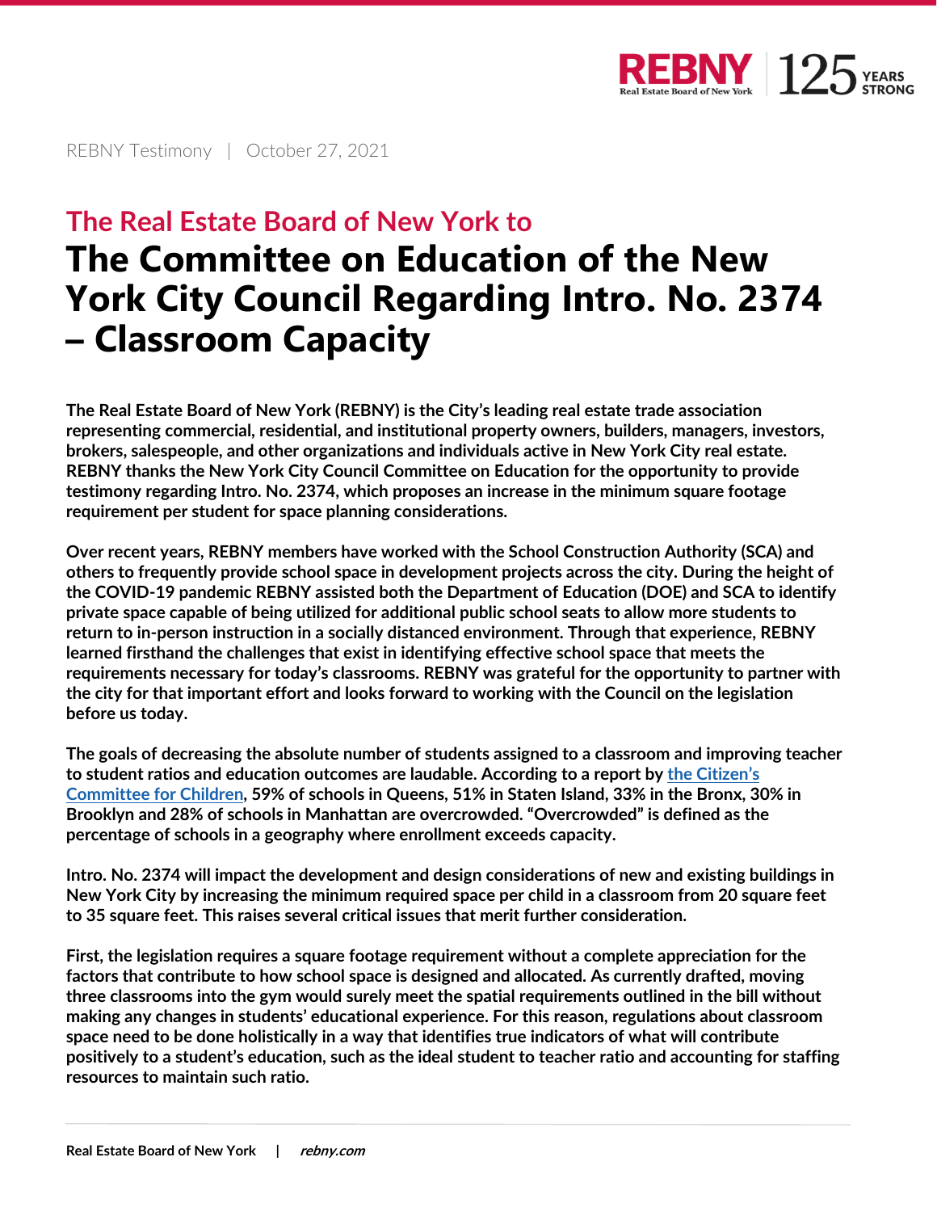REBNY Testimony | October 27, 2021

## The Real Estate Board of New York to

# The Committee on Education of the New York City Council Regarding Intro. No. 2374 – Classroom Capacity

**The Real Estate Board of New York (REBNY) is the City's leading real estate trade association representing commercial, residential, and institutional property owners, builders, managers, investors, brokers, salespeople, and other organizations and individuals active in New York City real estate. REBNY thanks the New York City Council Committee on Education for the opportunity to provide testimony regarding Intro. No. 2374, which proposes an increase in the minimum square footage requirement per student for space planning considerations.**

**Over recent years, REBNY members have worked with the School Construction Authority (SCA) and others to frequently provide school space in development projects across the city. During the height of the COVID-19 pandemic REBNY assisted both the Department of Education (DOE) and SCA to identify private space capable of being utilized for additional public school seats to allow more students to return to in-person instruction in a socially distanced environment. Through that experience, REBNY learned firsthand the challenges that exist in identifying effective school space that meets the requirements necessary for today's classrooms. REBNY was grateful for the opportunity to partner with the city for that important effort and looks forward to working with the Council on the legislation before us today.**

**The goals of decreasing the absolute number of students assigned to a classroom and improving teacher to student ratios and education outcomes are laudable. According to a report by the Citizen's Committee for Children, 59% of schools in Queens, 51% in Staten Island, 33% in the Bronx, 30% in Brooklyn and 28% of schools in Manhattan are overcrowded. "Overcrowded" is defined as the percentage of schools in a geography where enrollment exceeds capacity.**

**Intro. No. 2374 will impact the development and design considerations of new and existing buildings in New York City by increasing the minimum required space per child in a classroom from 20 square feet to 35 square feet. This raises several critical issues that merit further consideration.**

**First, the legislation requires a square footage requirement without a complete appreciation for the factors that contribute to how school space is designed and allocated. As currently drafted, moving three classrooms into the gym would surely meet the spatial requirements outlined in the bill without making any changes in students' educational experience. For this reason, regulations about classroom space need to be done holistically in a way that identifies true indicators of what will contribute positively to a student's education, such as the ideal student to teacher ratio and accounting for staffing resources to maintain such ratio.**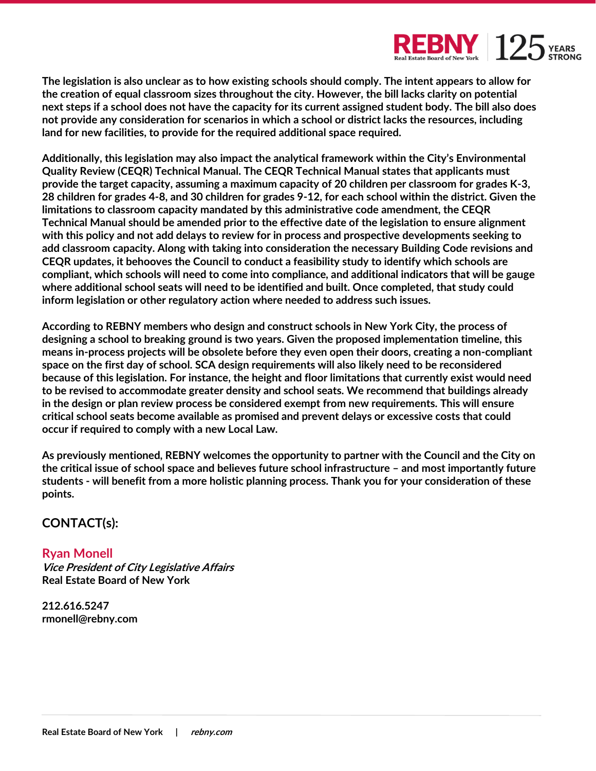**The legislation is also unclear as to how existing schools should comply. The intent appears to allow for the creation of equal classroom sizes throughout the city. However, the bill lacks clarity on potential next steps if a school does not have the capacity for its current assigned student body. The bill also does not provide any consideration for scenarios in which a school or district lacks the resources, including land for new facilities, to provide for the required additional space required.**

**Additionally, this legislation may also impact the analytical framework within the City's Environmental Quality Review (CEQR) Technical Manual. The CEQR Technical Manual states that applicants must provide the target capacity, assuming a maximum capacity of 20 children per classroom for grades K-3, 28 children for grades 4-8, and 30 children for grades 9-12, for each school within the district. Given the limitations to classroom capacity mandated by this administrative code amendment, the CEQR Technical Manual should be amended prior to the effective date of the legislation to ensure alignment with this policy and not add delays to review for in process and prospective developments seeking to add classroom capacity. Along with taking into consideration the necessary Building Code revisions and CEQR updates, it behooves the Council to conduct a feasibility study to identify which schools are compliant, which schools will need to come into compliance, and additional indicators that will be gauge where additional school seats will need to be identified and built. Once completed, that study could inform legislation or other regulatory action where needed to address such issues.**

**According to REBNY members who design and construct schools in New York City, the process of designing a school to breaking ground is two years. Given the proposed implementation timeline, this means in-process projects will be obsolete before they even open their doors, creating a non-compliant space on the first day of school. SCA design requirements will also likely need to be reconsidered because of this legislation. For instance, the height and floor limitations that currently exist would need to be revised to accommodate greater density and school seats. We recommend that buildings already in the design or plan review process be considered exempt from new requirements. This will ensure critical school seats become available as promised and prevent delays or excessive costs that could occur if required to comply with a new Local Law.**

**As previously mentioned, REBNY welcomes the opportunity to partner with the Council and the City on the critical issue of school space and believes future school infrastructure – and most importantly future students - will benefit from a more holistic planning process. Thank you for your consideration of these points.**

## CONTACT(s):

**Ryan Monell**
***Vice President of City Legislative Affairs***
**Real Estate Board of New York**

**212.616.5247**
**rmonell@rebny.com**